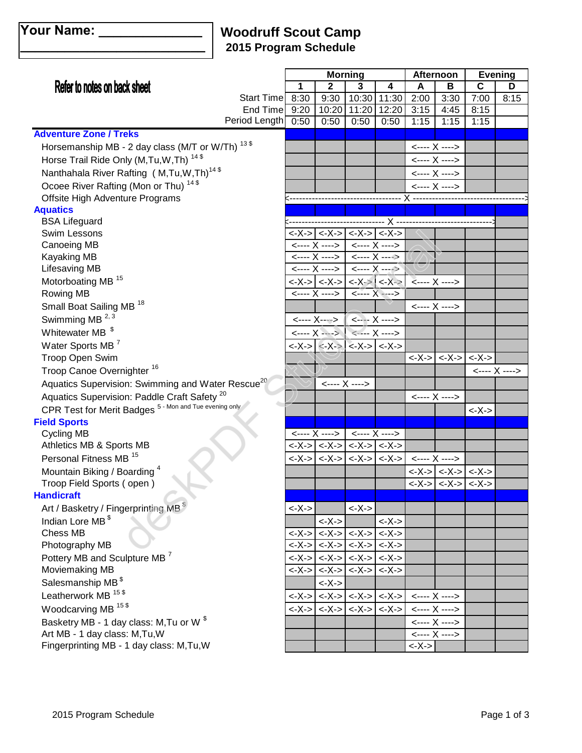Your Name: _______________

_______________

# Woodruff Scout Camp
## 2015 Program Schedule

Refer to notes on back sheet

| | Morning | | | | Afternoon | | Evening | |
|---|---|---|---|---|---|---|---|---|
| | 1 | 2 | 3 | 4 | A | B | C | D |
| Start Time | 8:30 | 9:30 | 10:30 | 11:30 | 2:00 | 3:30 | 7:00 | 8:15 |
| End Time | 9:20 | 10:20 | 11:20 | 12:20 | 3:15 | 4:45 | 8:15 | |
| Period Length | 0:50 | 0:50 | 0:50 | 0:50 | 1:15 | 1:15 | 1:15 | |
| **Adventure Zone / Treks** | | | | | | | | |
| Horsemanship MB - 2 day class (M/T or W/Th) [13 $] | | | | | <---- X ----> | | | |
| Horse Trail Ride Only (M,Tu,W,Th) [14 $] | | | | | <---- X ----> | | | |
| Nanthahala River Rafting (M,Tu,W,Th) [14 $] | | | | | <---- X ----> | | | |
| Ocoee River Rafting (Mon or Thu) [14 $] | | | | | <---- X ----> | | | |
| Offsite High Adventure Programs | <---------------------------------- X ----------------------------------> | | | | | | | |
| **Aquatics** | | | | | | | | |
| BSA Lifeguard | <----------------------------- X -----------------------------> | | | | | | | |
| Swim Lessons | <-X-> | <-X-> | <-X-> | <-X-> | | | | |
| Canoeing MB | <---- X ----> | | <---- X ----> | | | | | |
| Kayaking MB | <---- X ----> | | <---- X ----> | | | | | |
| Lifesaving MB | <---- X ----> | | <---- X ----> | | | | | |
| Motorboating MB [15] | <-X-> | <-X-> | <-X-> | <-X-> | <---- X ----> | | | |
| Rowing MB | <---- X ----> | | <---- X ----> | | | | | |
| Small Boat Sailing MB [18] | | | | | <---- X ----> | | | |
| Swimming MB [2, 3] | <---- X ----> | | <---- X ----> | | | | | |
| Whitewater MB [$] | <---- X ----> | | <---- X ----> | | | | | |
| Water Sports MB [7] | <-X-> | <-X-> | <-X-> | <-X-> | | | | |
| Troop Open Swim | | | | | <-X-> | <-X-> | <-X-> | |
| Troop Canoe Overnighter [16] | | | | | | | <---- X ----> | |
| Aquatics Supervision: Swimming and Water Rescue[20] | | <---- X ----> | | | | | | |
| Aquatics Supervision: Paddle Craft Safety [20] | | | | | <---- X ----> | | | |
| CPR Test for Merit Badges [5 - Mon and Tue evening only] | | | | | | | <-X-> | |
| **Field Sports** | | | | | | | | |
| Cycling MB | <---- X ----> | | <---- X ----> | | | | | |
| Athletics MB & Sports MB | <-X-> | <-X-> | <-X-> | <-X-> | | | | |
| Personal Fitness MB [15] | <-X-> | <-X-> | <-X-> | <-X-> | <---- X ----> | | | |
| Mountain Biking / Boarding [4] | | | | | <-X-> | <-X-> | <-X-> | |
| Troop Field Sports ( open ) | | | | | <-X-> | <-X-> | <-X-> | |
| **Handicraft** | | | | | | | | |
| Art / Basketry / Fingerprinting MB [$] | <-X-> | | <-X-> | | | | | |
| Indian Lore MB [$] | | <-X-> | | <-X-> | | | | |
| Chess MB | <-X-> | <-X-> | <-X-> | <-X-> | | | | |
| Photography MB | <-X-> | <-X-> | <-X-> | <-X-> | | | | |
| Pottery MB and Sculpture MB [7] | <-X-> | <-X-> | <-X-> | <-X-> | | | | |
| Moviemaking MB | <-X-> | <-X-> | <-X-> | <-X-> | | | | |
| Salesmanship MB [$] | | <-X-> | | | | | | |
| Leatherwork MB [15 $] | <-X-> | <-X-> | <-X-> | <-X-> | <---- X ----> | | | |
| Woodcarving MB [15 $] | <-X-> | <-X-> | <-X-> | <-X-> | <---- X ----> | | | |
| Basketry MB - 1 day class: M,Tu or W [$] | | | | | <---- X ----> | | | |
| Art MB - 1 day class: M,Tu,W | | | | | <---- X ----> | | | |
| Fingerprinting MB - 1 day class: M,Tu,W | | | | | <-X-> | | | |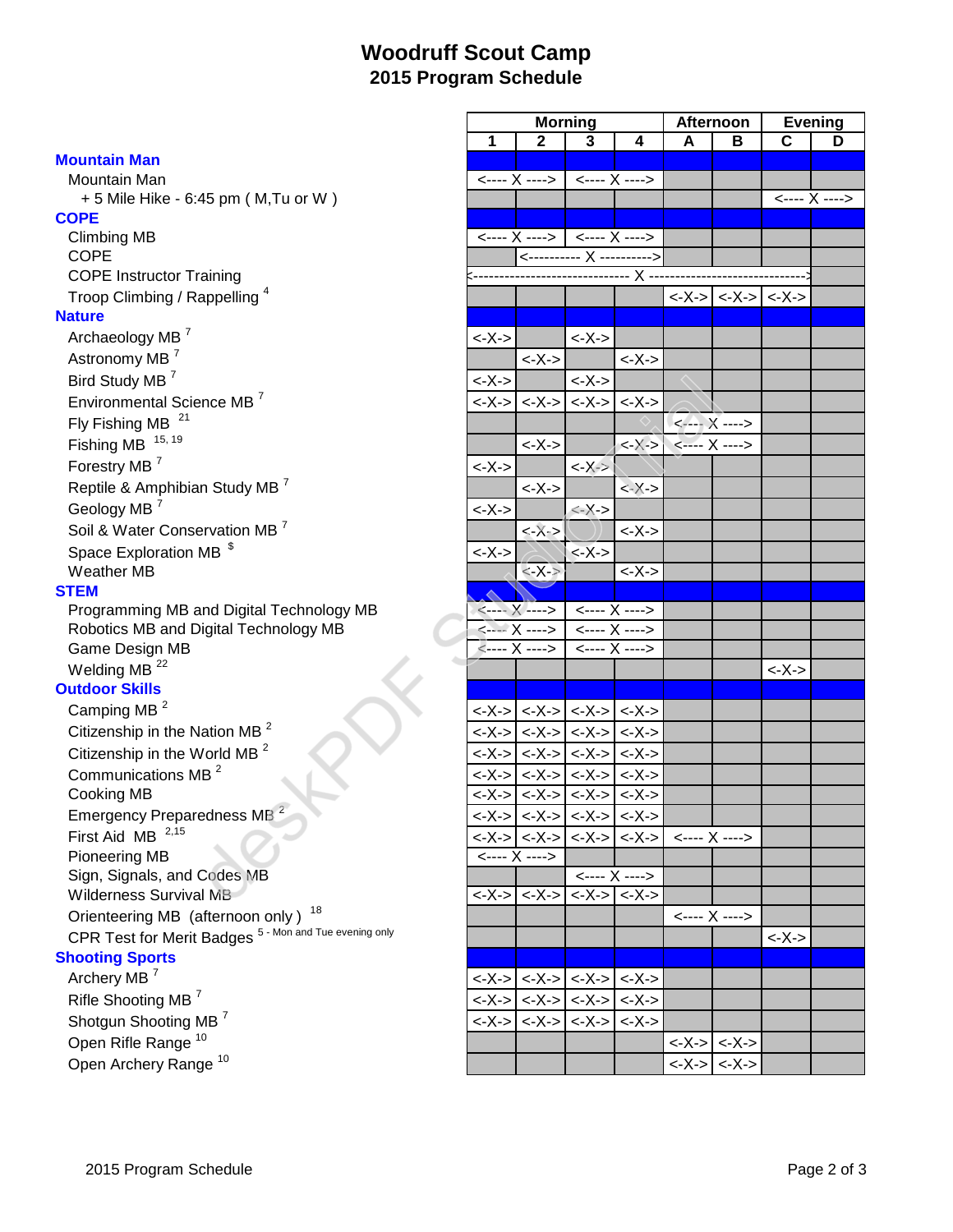# Woodruff Scout Camp
## 2015 Program Schedule

| | Morning | | | | Afternoon | | Evening | |
|---|---|---|---|---|---|---|---|---|
| | 1 | 2 | 3 | 4 | A | B | C | D |
| **Mountain Man** | | | | | | | | |
| Mountain Man | <---- X ----> | | <---- X ----> | | | | | |
| + 5 Mile Hike - 6:45 pm ( M,Tu or W ) | | | | | | | <---- X ----> | |
| **COPE** | | | | | | | | |
| Climbing MB | <---- X ----> | | <---- X ----> | | | | | |
| COPE | | <---------- X ----------> | | | | | | |
| COPE Instructor Training | <------------------------------ X ------------------------------> | | | | | | | |
| Troop Climbing / Rappelling [4] | | | | | <-X-> | <-X-> | <-X-> | |
| **Nature** | | | | | | | | |
| Archaeology MB [7] | <-X-> | | <-X-> | | | | | |
| Astronomy MB [7] | | <-X-> | | <-X-> | | | | |
| Bird Study MB [7] | <-X-> | | <-X-> | | | | | |
| Environmental Science MB [7] | <-X-> | <-X-> | <-X-> | <-X-> | | | | |
| Fly Fishing MB [21] | | | | | <---- X ----> | | | |
| Fishing MB [15, 19] | | <-X-> | | <-X-> | <---- X ----> | | | |
| Forestry MB [7] | <-X-> | | <-X-> | | | | | |
| Reptile & Amphibian Study MB [7] | | <-X-> | | <-X-> | | | | |
| Geology MB [7] | <-X-> | | <-X-> | | | | | |
| Soil & Water Conservation MB [7] | | <-X-> | | <-X-> | | | | |
| Space Exploration MB [$] | <-X-> | | <-X-> | | | | | |
| Weather MB | | <-X-> | | <-X-> | | | | |
| **STEM** | | | | | | | | |
| Programming MB and Digital Technology MB | <---- X ----> | | <---- X ----> | | | | | |
| Robotics MB and Digital Technology MB | <---- X ----> | | <---- X ----> | | | | | |
| Game Design MB | <---- X ----> | | <---- X ----> | | | | | |
| Welding MB [22] | | | | | | | <-X-> | |
| **Outdoor Skills** | | | | | | | | |
| Camping MB [2] | <-X-> | <-X-> | <-X-> | <-X-> | | | | |
| Citizenship in the Nation MB [2] | <-X-> | <-X-> | <-X-> | <-X-> | | | | |
| Citizenship in the World MB [2] | <-X-> | <-X-> | <-X-> | <-X-> | | | | |
| Communications MB [2] | <-X-> | <-X-> | <-X-> | <-X-> | | | | |
| Cooking MB | <-X-> | <-X-> | <-X-> | <-X-> | | | | |
| Emergency Preparedness MB [2] | <-X-> | <-X-> | <-X-> | <-X-> | | | | |
| First Aid MB [2,15] | <-X-> | <-X-> | <-X-> | <-X-> | <---- X ----> | | | |
| Pioneering MB | <---- X ----> | | | | | | | |
| Sign, Signals, and Codes MB | | | <---- X ----> | | | | | |
| Wilderness Survival MB | <-X-> | <-X-> | <-X-> | <-X-> | | | | |
| Orienteering MB (afternoon only) [18] | | | | | <---- X ----> | | | |
| CPR Test for Merit Badges [5 - Mon and Tue evening only] | | | | | | | <-X-> | |
| **Shooting Sports** | | | | | | | | |
| Archery MB [7] | <-X-> | <-X-> | <-X-> | <-X-> | | | | |
| Rifle Shooting MB [7] | <-X-> | <-X-> | <-X-> | <-X-> | | | | |
| Shotgun Shooting MB [7] | <-X-> | <-X-> | <-X-> | <-X-> | | | | |
| Open Rifle Range [10] | | | | | <-X-> | <-X-> | | |
| Open Archery Range [10] | | | | | <-X-> | <-X-> | | |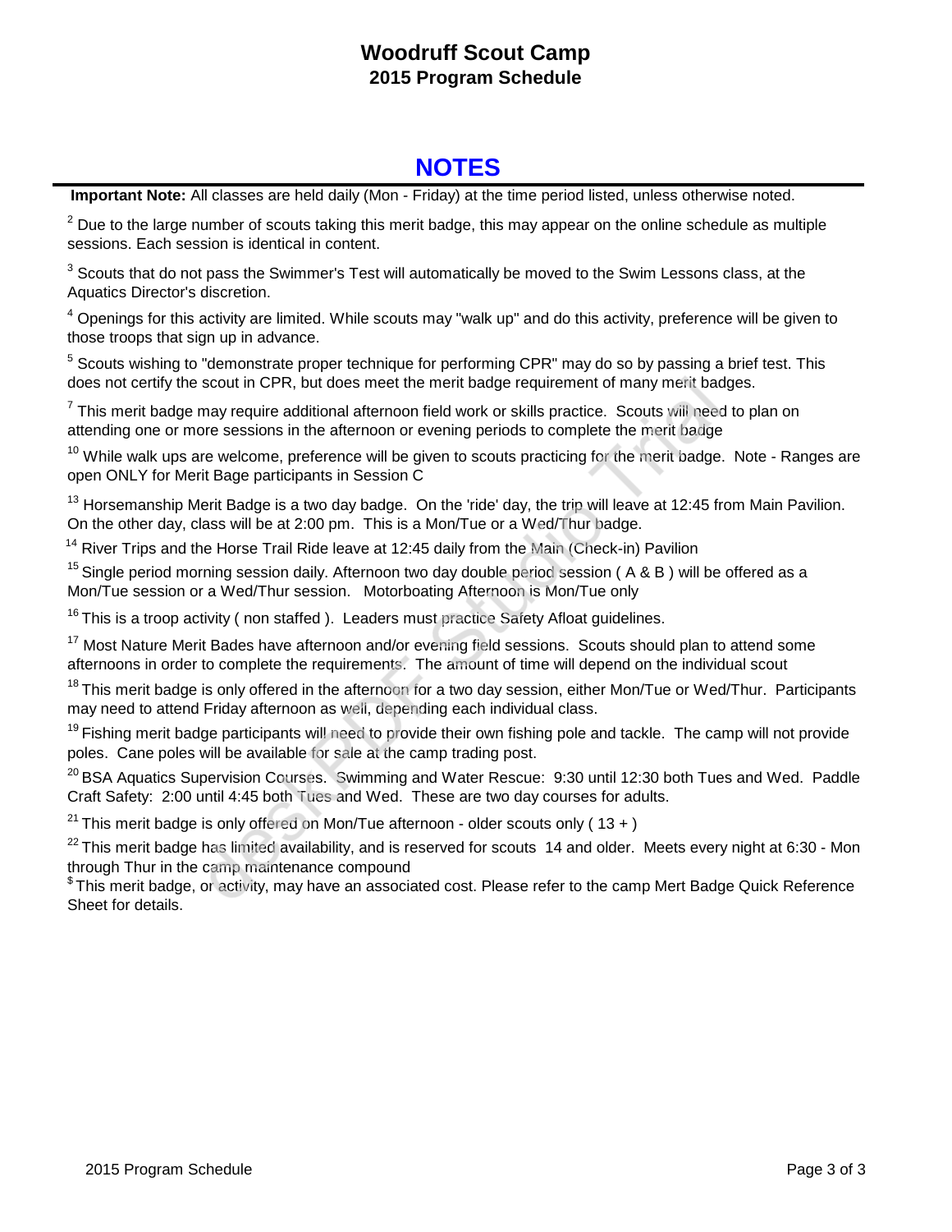# Woodruff Scout Camp

## 2015 Program Schedule

## NOTES

**Important Note:** All classes are held daily (Mon - Friday) at the time period listed, unless otherwise noted.

[2] Due to the large number of scouts taking this merit badge, this may appear on the online schedule as multiple sessions. Each session is identical in content.

[3] Scouts that do not pass the Swimmer's Test will automatically be moved to the Swim Lessons class, at the Aquatics Director's discretion.

[4] Openings for this activity are limited. While scouts may "walk up" and do this activity, preference will be given to those troops that sign up in advance.

[5] Scouts wishing to "demonstrate proper technique for performing CPR" may do so by passing a brief test. This does not certify the scout in CPR, but does meet the merit badge requirement of many merit badges.

[7] This merit badge may require additional afternoon field work or skills practice. Scouts will need to plan on attending one or more sessions in the afternoon or evening periods to complete the merit badge

[10] While walk ups are welcome, preference will be given to scouts practicing for the merit badge. Note - Ranges are open ONLY for Merit Bage participants in Session C

[13] Horsemanship Merit Badge is a two day badge. On the 'ride' day, the trip will leave at 12:45 from Main Pavilion. On the other day, class will be at 2:00 pm. This is a Mon/Tue or a Wed/Thur badge.

[14] River Trips and the Horse Trail Ride leave at 12:45 daily from the Main (Check-in) Pavilion

[15] Single period morning session daily. Afternoon two day double period session ( A & B ) will be offered as a Mon/Tue session or a Wed/Thur session. Motorboating Afternoon is Mon/Tue only

[16] This is a troop activity ( non staffed ). Leaders must practice Safety Afloat guidelines.

[17] Most Nature Merit Bades have afternoon and/or evening field sessions. Scouts should plan to attend some afternoons in order to complete the requirements. The amount of time will depend on the individual scout

[18] This merit badge is only offered in the afternoon for a two day session, either Mon/Tue or Wed/Thur. Participants may need to attend Friday afternoon as well, depending each individual class.

[19] Fishing merit badge participants will need to provide their own fishing pole and tackle. The camp will not provide poles. Cane poles will be available for sale at the camp trading post.

[20] BSA Aquatics Supervision Courses. Swimming and Water Rescue: 9:30 until 12:30 both Tues and Wed. Paddle Craft Safety: 2:00 until 4:45 both Tues and Wed. These are two day courses for adults.

[21] This merit badge is only offered on Mon/Tue afternoon - older scouts only ( 13 + )

[22] This merit badge has limited availability, and is reserved for scouts 14 and older. Meets every night at 6:30 - Mon through Thur in the camp maintenance compound

[$] This merit badge, or activity, may have an associated cost. Please refer to the camp Mert Badge Quick Reference Sheet for details.